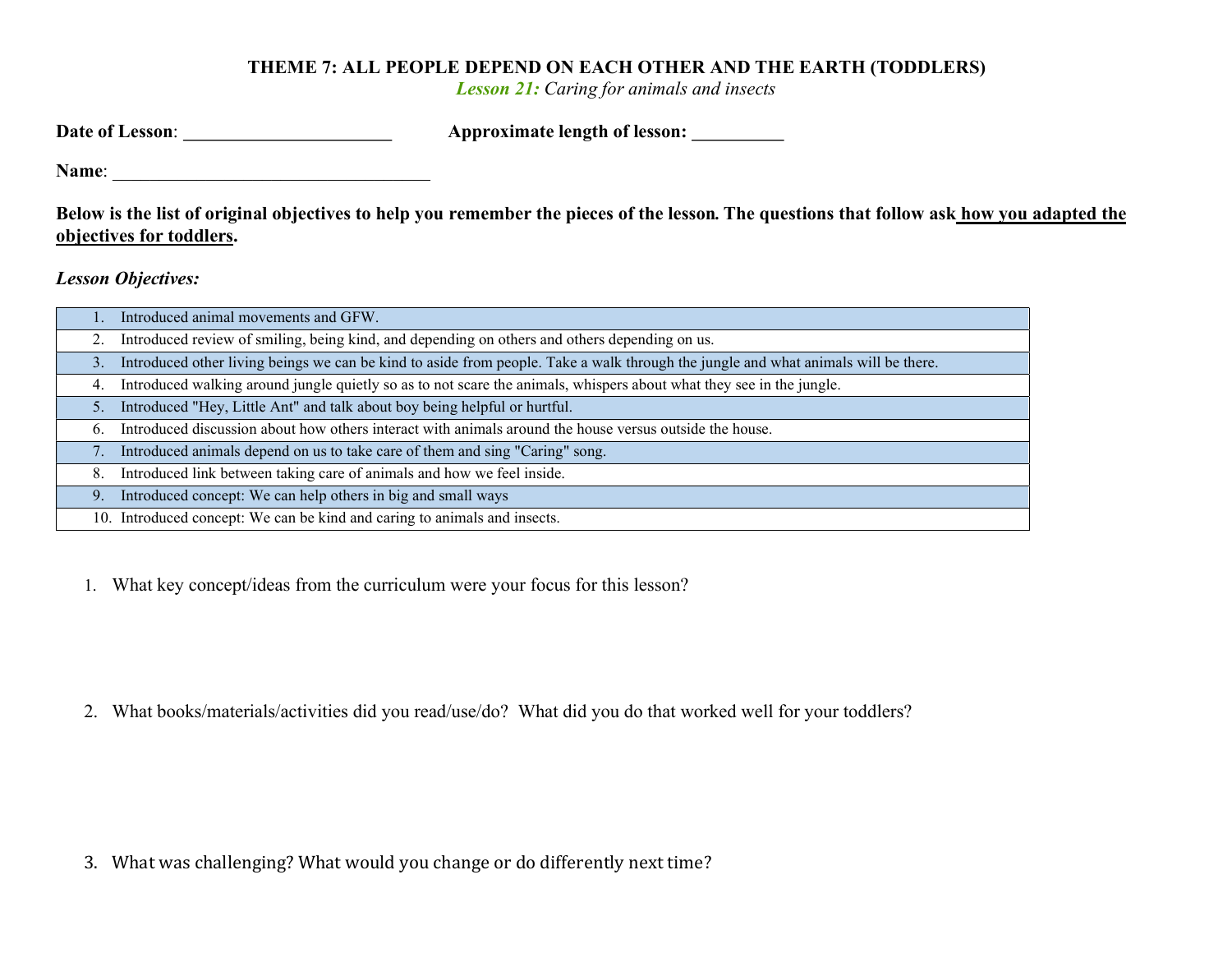# THEME 7: ALL PEOPLE DEPEND ON EACH OTHER AND THE EARTH (TODDLERS)

*Lesson 21: Caring for animals and insects*

**Date of Lesson**: _______________________ **Approximate length of lesson:** __________

**Name**: ___________________________________

**Below is the list of original objectives to help you remember the pieces of the lesson. The questions that follow ask how you adapted the objectives for toddlers.**

***Lesson Objectives:***

| | |
|---|---|
| 1. | Introduced animal movements and GFW. |
| 2. | Introduced review of smiling, being kind, and depending on others and others depending on us. |
| 3. | Introduced other living beings we can be kind to aside from people. Take a walk through the jungle and what animals will be there. |
| 4. | Introduced walking around jungle quietly so as to not scare the animals, whispers about what they see in the jungle. |
| 5. | Introduced "Hey, Little Ant" and talk about boy being helpful or hurtful. |
| 6. | Introduced discussion about how others interact with animals around the house versus outside the house. |
| 7. | Introduced animals depend on us to take care of them and sing "Caring" song. |
| 8. | Introduced link between taking care of animals and how we feel inside. |
| 9. | Introduced concept: We can help others in big and small ways |
| 10. | Introduced concept: We can be kind and caring to animals and insects. |

1. What key concept/ideas from the curriculum were your focus for this lesson?

2. What books/materials/activities did you read/use/do? What did you do that worked well for your toddlers?

3. What was challenging? What would you change or do differently next time?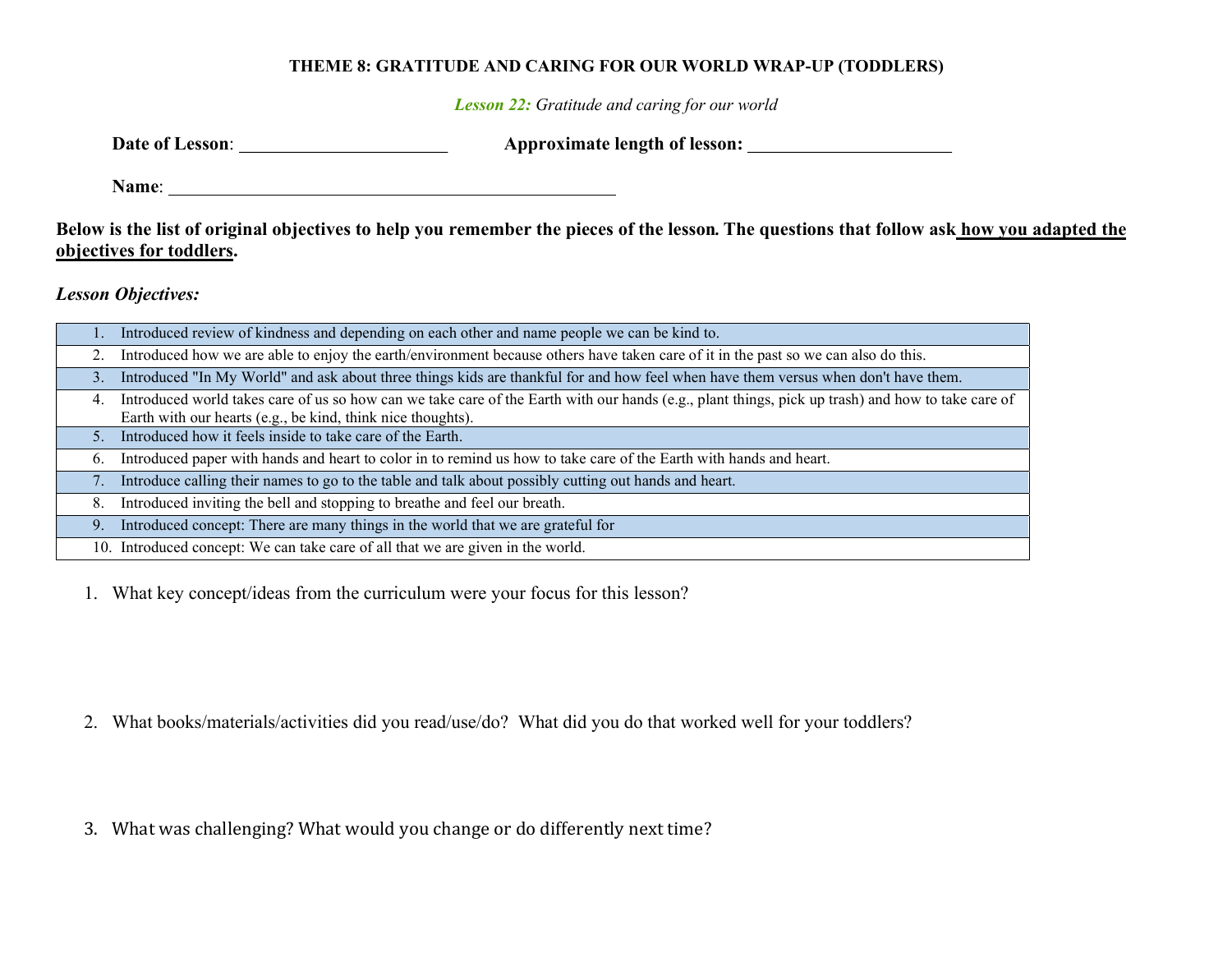**THEME 8: GRATITUDE AND CARING FOR OUR WORLD WRAP-UP (TODDLERS)**

*Lesson 22: Gratitude and caring for our world*

**Date of Lesson**: ______________________ **Approximate length of lesson:** ______________________

**Name**: ______________________________________________

**Below is the list of original objectives to help you remember the pieces of the lesson. The questions that follow ask how you adapted the objectives for toddlers.**

***Lesson Objectives:***

| | |
|---|---|
| 1. | Introduced review of kindness and depending on each other and name people we can be kind to. |
| 2. | Introduced how we are able to enjoy the earth/environment because others have taken care of it in the past so we can also do this. |
| 3. | Introduced "In My World" and ask about three things kids are thankful for and how feel when have them versus when don't have them. |
| 4. | Introduced world takes care of us so how can we take care of the Earth with our hands (e.g., plant things, pick up trash) and how to take care of Earth with our hearts (e.g., be kind, think nice thoughts). |
| 5. | Introduced how it feels inside to take care of the Earth. |
| 6. | Introduced paper with hands and heart to color in to remind us how to take care of the Earth with hands and heart. |
| 7. | Introduce calling their names to go to the table and talk about possibly cutting out hands and heart. |
| 8. | Introduced inviting the bell and stopping to breathe and feel our breath. |
| 9. | Introduced concept: There are many things in the world that we are grateful for |
| 10. | Introduced concept: We can take care of all that we are given in the world. |

1. What key concept/ideas from the curriculum were your focus for this lesson?

2. What books/materials/activities did you read/use/do? What did you do that worked well for your toddlers?

3. What was challenging? What would you change or do differently next time?